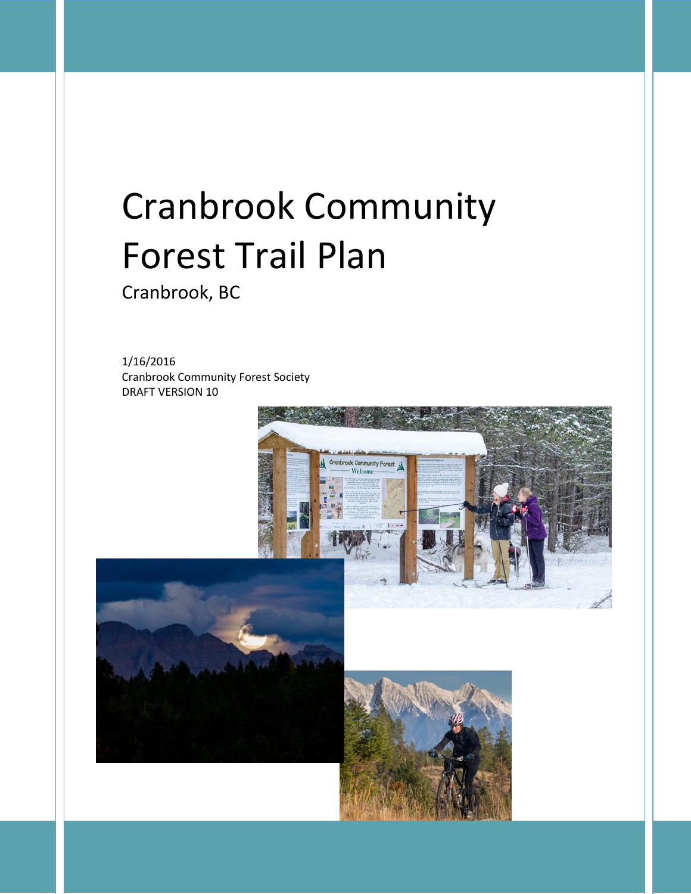# Cranbrook Community Forest Trail Plan

Cranbrook, BC

1/16/2016
Cranbrook Community Forest Society
DRAFT VERSION 10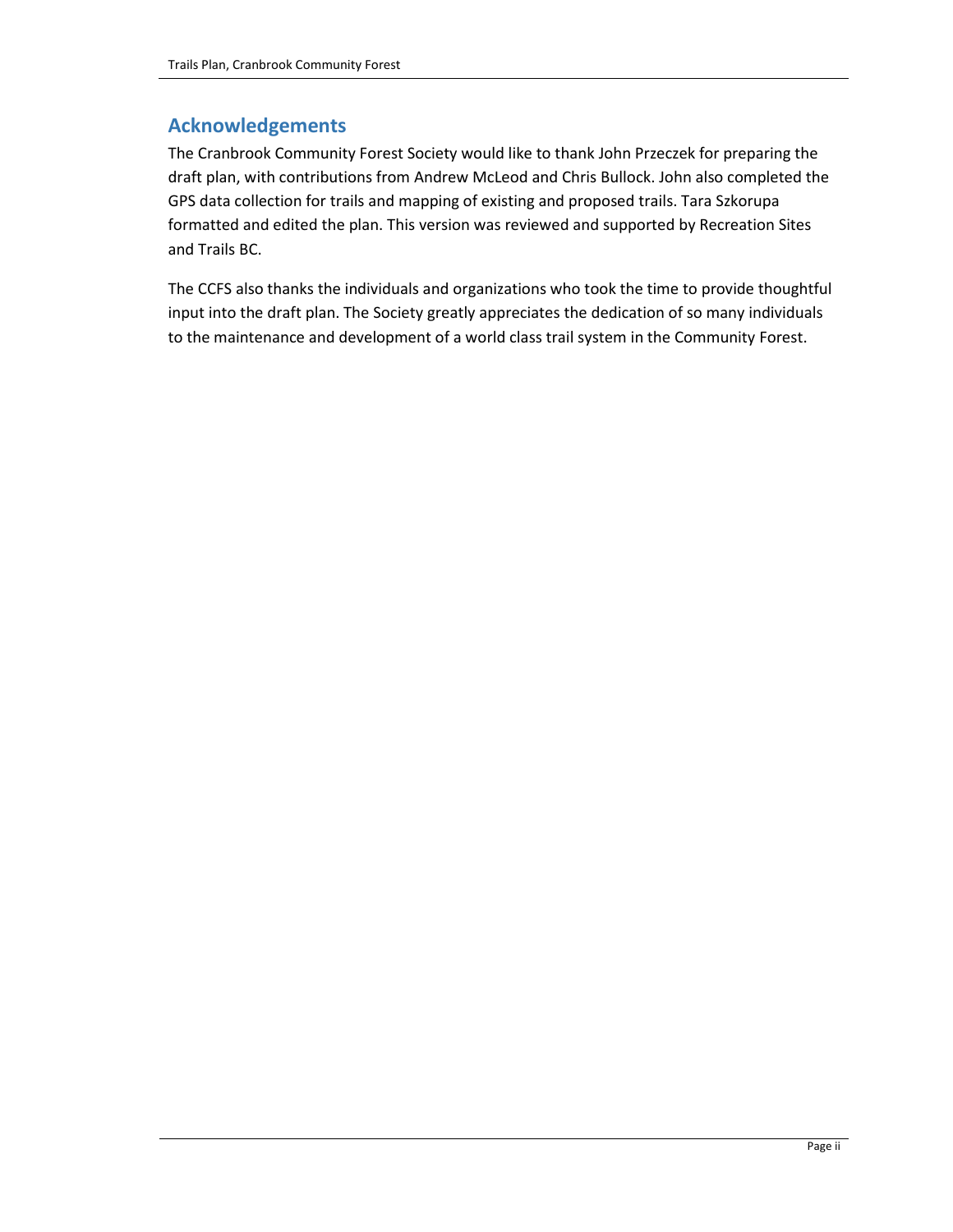## Acknowledgements

The Cranbrook Community Forest Society would like to thank John Przeczek for preparing the draft plan, with contributions from Andrew McLeod and Chris Bullock. John also completed the GPS data collection for trails and mapping of existing and proposed trails. Tara Szkorupa formatted and edited the plan. This version was reviewed and supported by Recreation Sites and Trails BC.

The CCFS also thanks the individuals and organizations who took the time to provide thoughtful input into the draft plan. The Society greatly appreciates the dedication of so many individuals to the maintenance and development of a world class trail system in the Community Forest.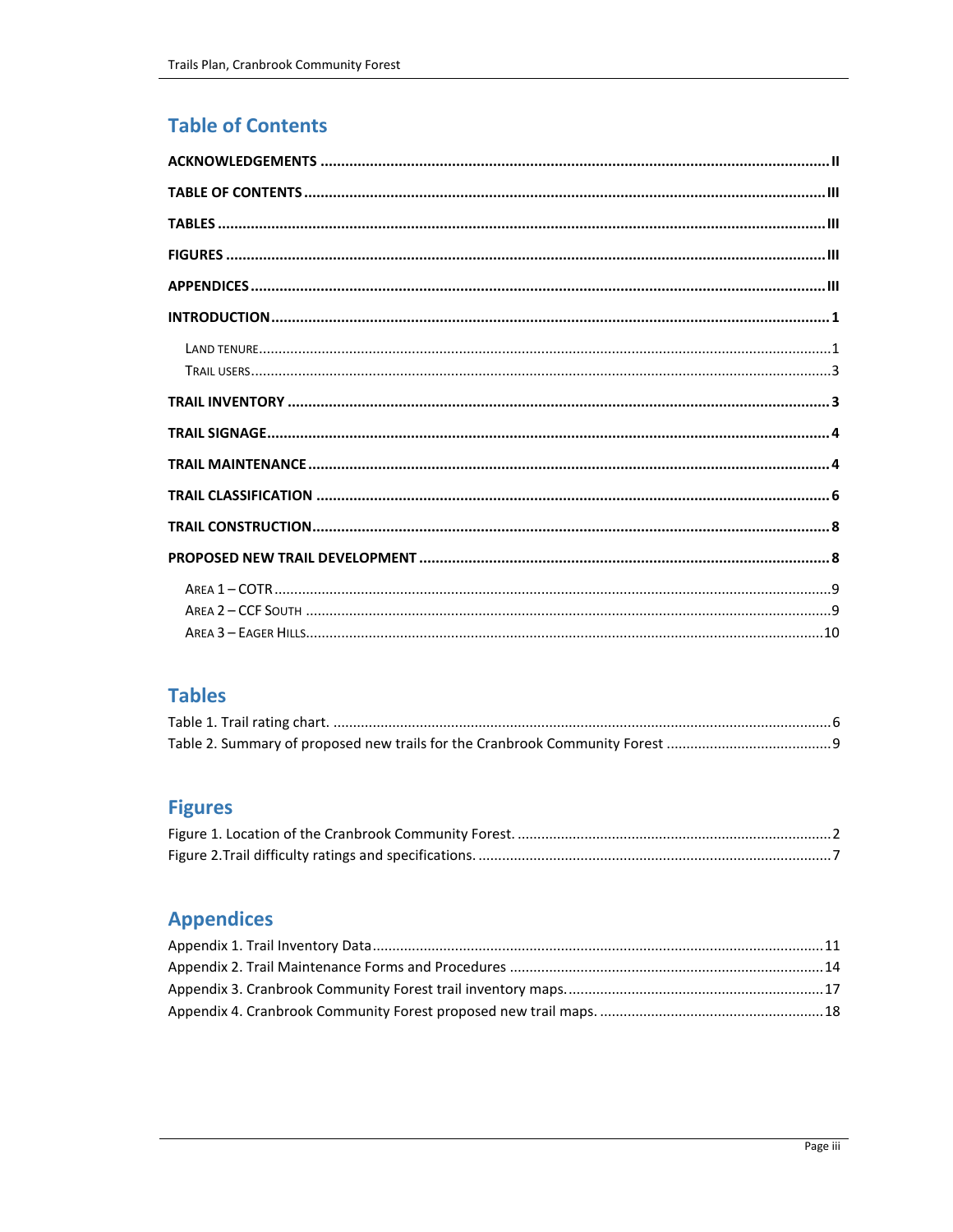# Table of Contents

**ACKNOWLEDGEMENTS** ..... II

**TABLE OF CONTENTS** ..... III

**TABLES** ..... III

**FIGURES** ..... III

**APPENDICES** ..... III

**INTRODUCTION** ..... 1

- LAND TENURE ..... 1
- TRAIL USERS ..... 3

**TRAIL INVENTORY** ..... 3

**TRAIL SIGNAGE** ..... 4

**TRAIL MAINTENANCE** ..... 4

**TRAIL CLASSIFICATION** ..... 6

**TRAIL CONSTRUCTION** ..... 8

**PROPOSED NEW TRAIL DEVELOPMENT** ..... 8

- AREA 1 – COTR ..... 9
- AREA 2 – CCF SOUTH ..... 9
- AREA 3 – EAGER HILLS ..... 10

# Tables

Table 1. Trail rating chart. ..... 6

Table 2. Summary of proposed new trails for the Cranbrook Community Forest ..... 9

# Figures

Figure 1. Location of the Cranbrook Community Forest. ..... 2

Figure 2.Trail difficulty ratings and specifications. ..... 7

# Appendices

Appendix 1. Trail Inventory Data ..... 11

Appendix 2. Trail Maintenance Forms and Procedures ..... 14

Appendix 3. Cranbrook Community Forest trail inventory maps. ..... 17

Appendix 4. Cranbrook Community Forest proposed new trail maps. ..... 18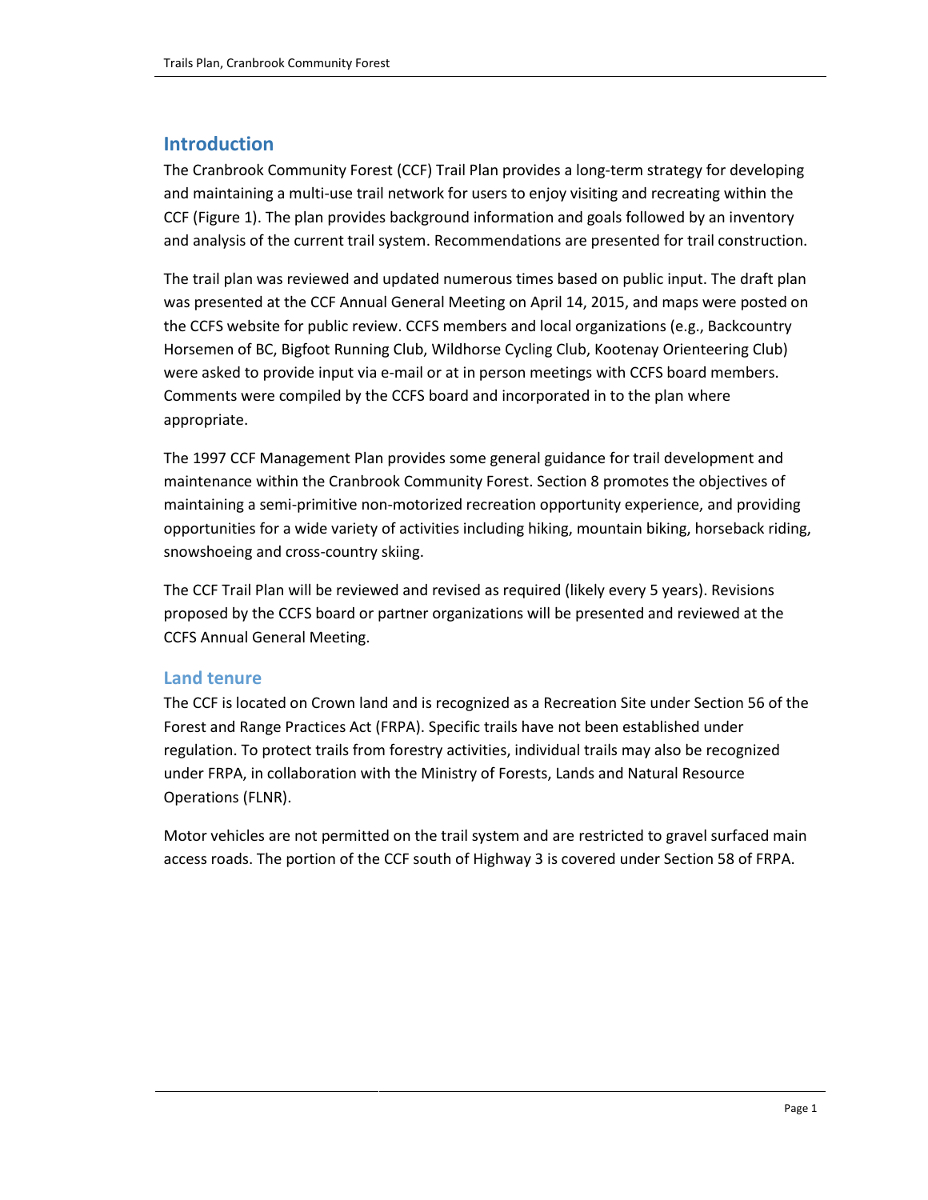# Introduction

The Cranbrook Community Forest (CCF) Trail Plan provides a long-term strategy for developing and maintaining a multi-use trail network for users to enjoy visiting and recreating within the CCF (Figure 1). The plan provides background information and goals followed by an inventory and analysis of the current trail system. Recommendations are presented for trail construction.

The trail plan was reviewed and updated numerous times based on public input. The draft plan was presented at the CCF Annual General Meeting on April 14, 2015, and maps were posted on the CCFS website for public review. CCFS members and local organizations (e.g., Backcountry Horsemen of BC, Bigfoot Running Club, Wildhorse Cycling Club, Kootenay Orienteering Club) were asked to provide input via e-mail or at in person meetings with CCFS board members. Comments were compiled by the CCFS board and incorporated in to the plan where appropriate.

The 1997 CCF Management Plan provides some general guidance for trail development and maintenance within the Cranbrook Community Forest. Section 8 promotes the objectives of maintaining a semi-primitive non-motorized recreation opportunity experience, and providing opportunities for a wide variety of activities including hiking, mountain biking, horseback riding, snowshoeing and cross-country skiing.

The CCF Trail Plan will be reviewed and revised as required (likely every 5 years). Revisions proposed by the CCFS board or partner organizations will be presented and reviewed at the CCFS Annual General Meeting.

## Land tenure

The CCF is located on Crown land and is recognized as a Recreation Site under Section 56 of the Forest and Range Practices Act (FRPA). Specific trails have not been established under regulation. To protect trails from forestry activities, individual trails may also be recognized under FRPA, in collaboration with the Ministry of Forests, Lands and Natural Resource Operations (FLNR).

Motor vehicles are not permitted on the trail system and are restricted to gravel surfaced main access roads. The portion of the CCF south of Highway 3 is covered under Section 58 of FRPA.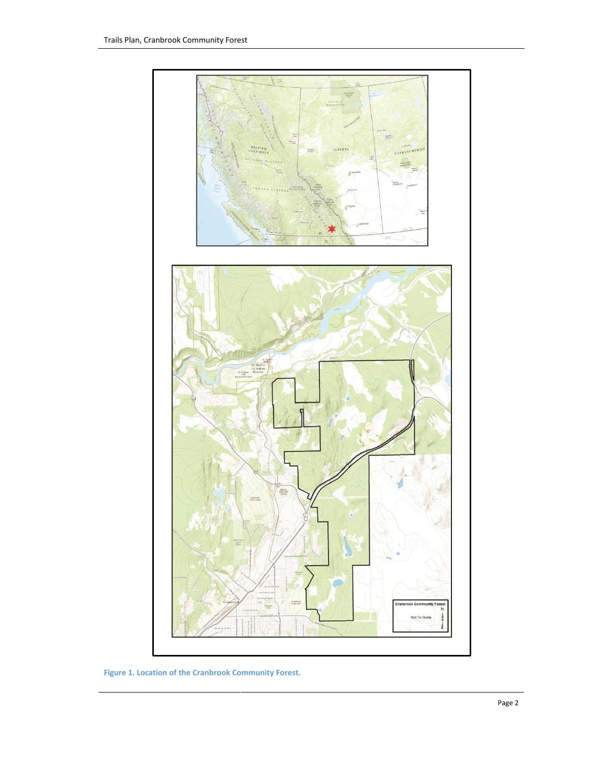Figure 1. Location of the Cranbrook Community Forest.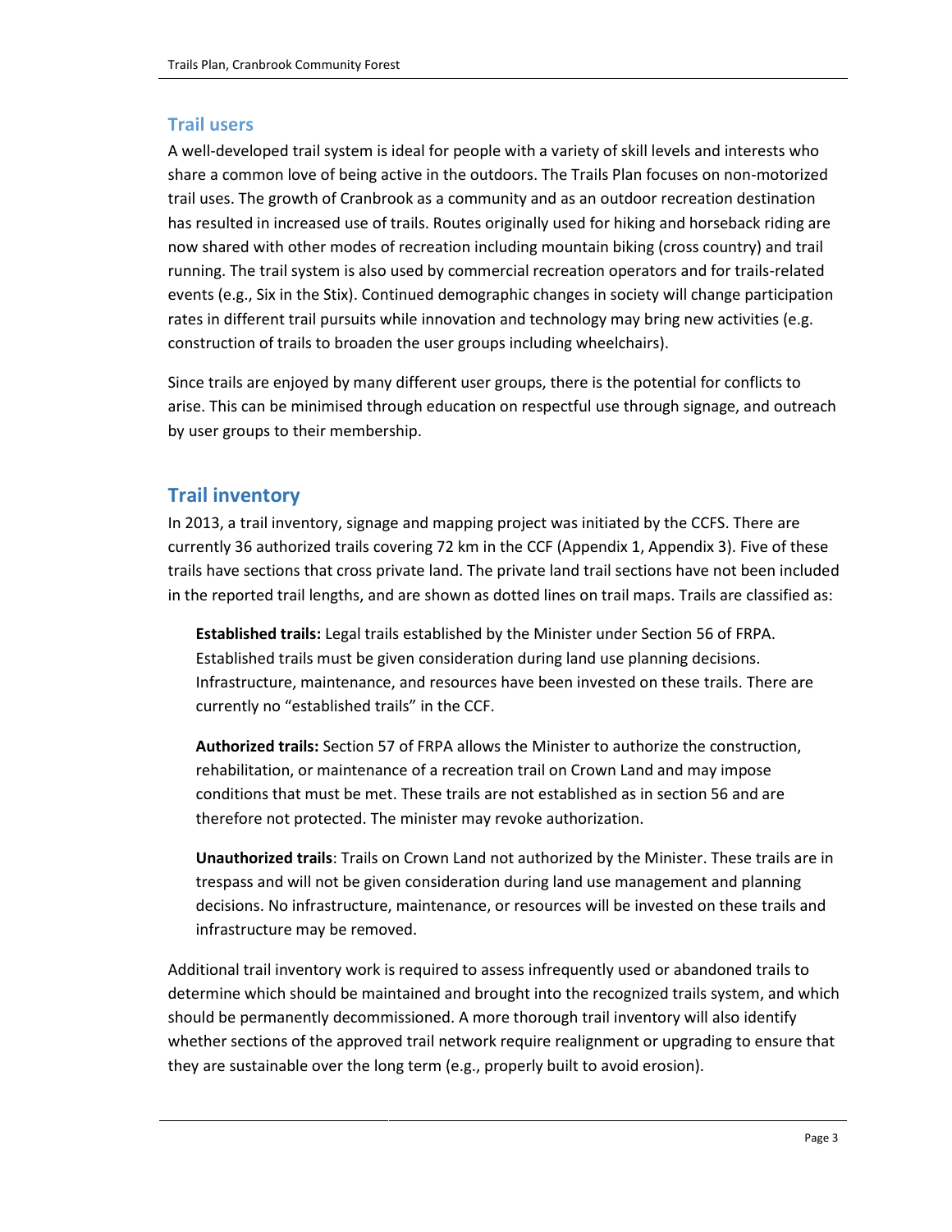### Trail users

A well-developed trail system is ideal for people with a variety of skill levels and interests who share a common love of being active in the outdoors. The Trails Plan focuses on non-motorized trail uses. The growth of Cranbrook as a community and as an outdoor recreation destination has resulted in increased use of trails. Routes originally used for hiking and horseback riding are now shared with other modes of recreation including mountain biking (cross country) and trail running. The trail system is also used by commercial recreation operators and for trails-related events (e.g., Six in the Stix). Continued demographic changes in society will change participation rates in different trail pursuits while innovation and technology may bring new activities (e.g. construction of trails to broaden the user groups including wheelchairs).

Since trails are enjoyed by many different user groups, there is the potential for conflicts to arise. This can be minimised through education on respectful use through signage, and outreach by user groups to their membership.

## Trail inventory

In 2013, a trail inventory, signage and mapping project was initiated by the CCFS. There are currently 36 authorized trails covering 72 km in the CCF (Appendix 1, Appendix 3). Five of these trails have sections that cross private land. The private land trail sections have not been included in the reported trail lengths, and are shown as dotted lines on trail maps. Trails are classified as:

**Established trails:** Legal trails established by the Minister under Section 56 of FRPA. Established trails must be given consideration during land use planning decisions. Infrastructure, maintenance, and resources have been invested on these trails. There are currently no "established trails" in the CCF.

**Authorized trails:** Section 57 of FRPA allows the Minister to authorize the construction, rehabilitation, or maintenance of a recreation trail on Crown Land and may impose conditions that must be met. These trails are not established as in section 56 and are therefore not protected. The minister may revoke authorization.

**Unauthorized trails**: Trails on Crown Land not authorized by the Minister. These trails are in trespass and will not be given consideration during land use management and planning decisions. No infrastructure, maintenance, or resources will be invested on these trails and infrastructure may be removed.

Additional trail inventory work is required to assess infrequently used or abandoned trails to determine which should be maintained and brought into the recognized trails system, and which should be permanently decommissioned. A more thorough trail inventory will also identify whether sections of the approved trail network require realignment or upgrading to ensure that they are sustainable over the long term (e.g., properly built to avoid erosion).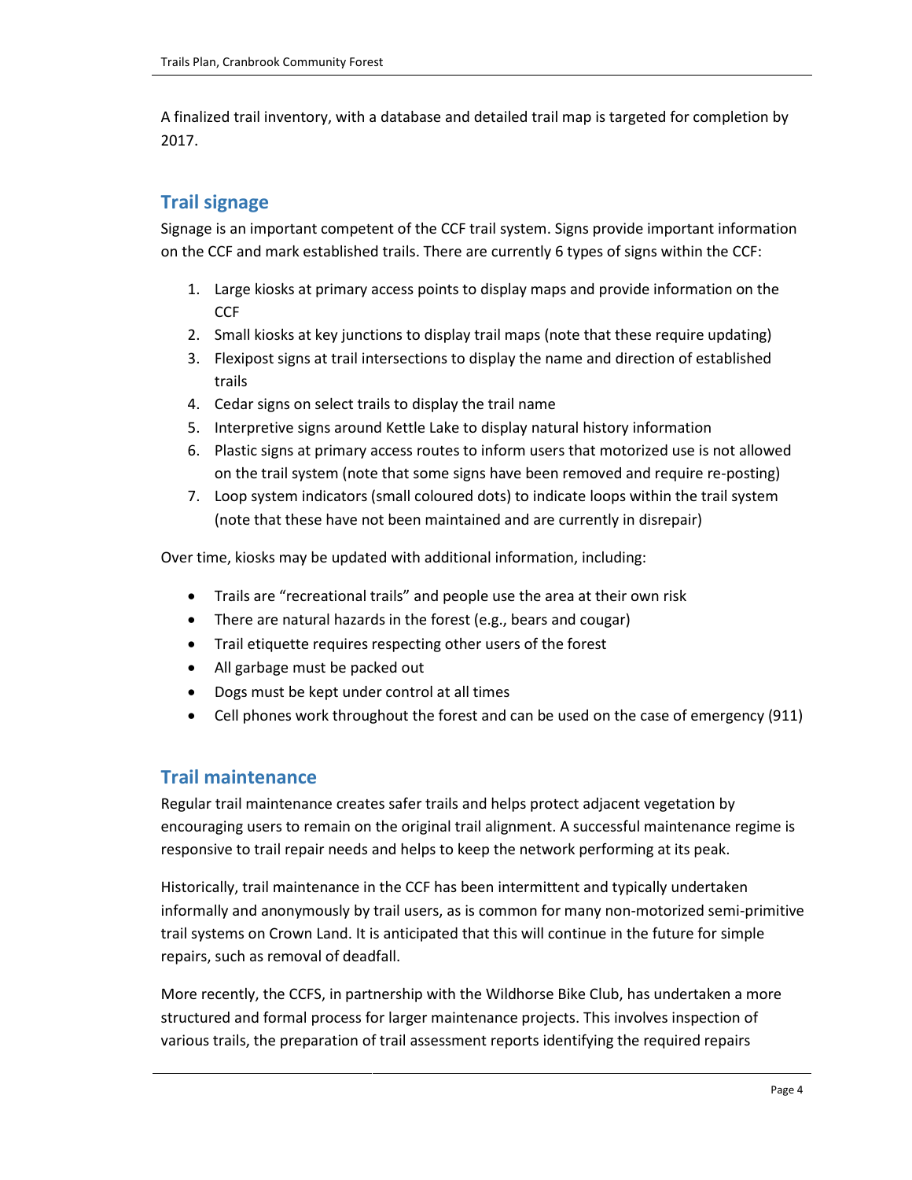A finalized trail inventory, with a database and detailed trail map is targeted for completion by 2017.

## Trail signage

Signage is an important competent of the CCF trail system. Signs provide important information on the CCF and mark established trails. There are currently 6 types of signs within the CCF:

1. Large kiosks at primary access points to display maps and provide information on the CCF
2. Small kiosks at key junctions to display trail maps (note that these require updating)
3. Flexipost signs at trail intersections to display the name and direction of established trails
4. Cedar signs on select trails to display the trail name
5. Interpretive signs around Kettle Lake to display natural history information
6. Plastic signs at primary access routes to inform users that motorized use is not allowed on the trail system (note that some signs have been removed and require re-posting)
7. Loop system indicators (small coloured dots) to indicate loops within the trail system (note that these have not been maintained and are currently in disrepair)

Over time, kiosks may be updated with additional information, including:

- Trails are "recreational trails" and people use the area at their own risk
- There are natural hazards in the forest (e.g., bears and cougar)
- Trail etiquette requires respecting other users of the forest
- All garbage must be packed out
- Dogs must be kept under control at all times
- Cell phones work throughout the forest and can be used on the case of emergency (911)

## Trail maintenance

Regular trail maintenance creates safer trails and helps protect adjacent vegetation by encouraging users to remain on the original trail alignment. A successful maintenance regime is responsive to trail repair needs and helps to keep the network performing at its peak.

Historically, trail maintenance in the CCF has been intermittent and typically undertaken informally and anonymously by trail users, as is common for many non-motorized semi-primitive trail systems on Crown Land. It is anticipated that this will continue in the future for simple repairs, such as removal of deadfall.

More recently, the CCFS, in partnership with the Wildhorse Bike Club, has undertaken a more structured and formal process for larger maintenance projects. This involves inspection of various trails, the preparation of trail assessment reports identifying the required repairs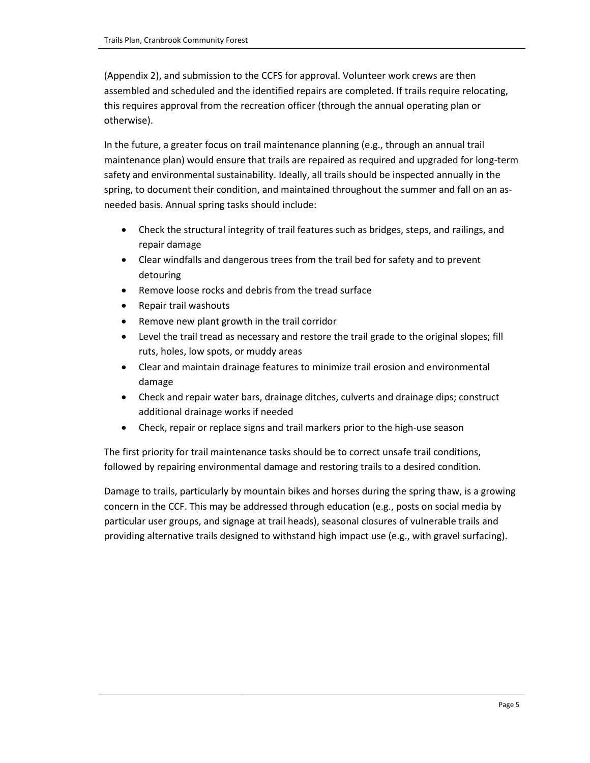(Appendix 2), and submission to the CCFS for approval. Volunteer work crews are then assembled and scheduled and the identified repairs are completed. If trails require relocating, this requires approval from the recreation officer (through the annual operating plan or otherwise).

In the future, a greater focus on trail maintenance planning (e.g., through an annual trail maintenance plan) would ensure that trails are repaired as required and upgraded for long-term safety and environmental sustainability. Ideally, all trails should be inspected annually in the spring, to document their condition, and maintained throughout the summer and fall on an as-needed basis. Annual spring tasks should include:

- Check the structural integrity of trail features such as bridges, steps, and railings, and repair damage
- Clear windfalls and dangerous trees from the trail bed for safety and to prevent detouring
- Remove loose rocks and debris from the tread surface
- Repair trail washouts
- Remove new plant growth in the trail corridor
- Level the trail tread as necessary and restore the trail grade to the original slopes; fill ruts, holes, low spots, or muddy areas
- Clear and maintain drainage features to minimize trail erosion and environmental damage
- Check and repair water bars, drainage ditches, culverts and drainage dips; construct additional drainage works if needed
- Check, repair or replace signs and trail markers prior to the high-use season

The first priority for trail maintenance tasks should be to correct unsafe trail conditions, followed by repairing environmental damage and restoring trails to a desired condition.

Damage to trails, particularly by mountain bikes and horses during the spring thaw, is a growing concern in the CCF. This may be addressed through education (e.g., posts on social media by particular user groups, and signage at trail heads), seasonal closures of vulnerable trails and providing alternative trails designed to withstand high impact use (e.g., with gravel surfacing).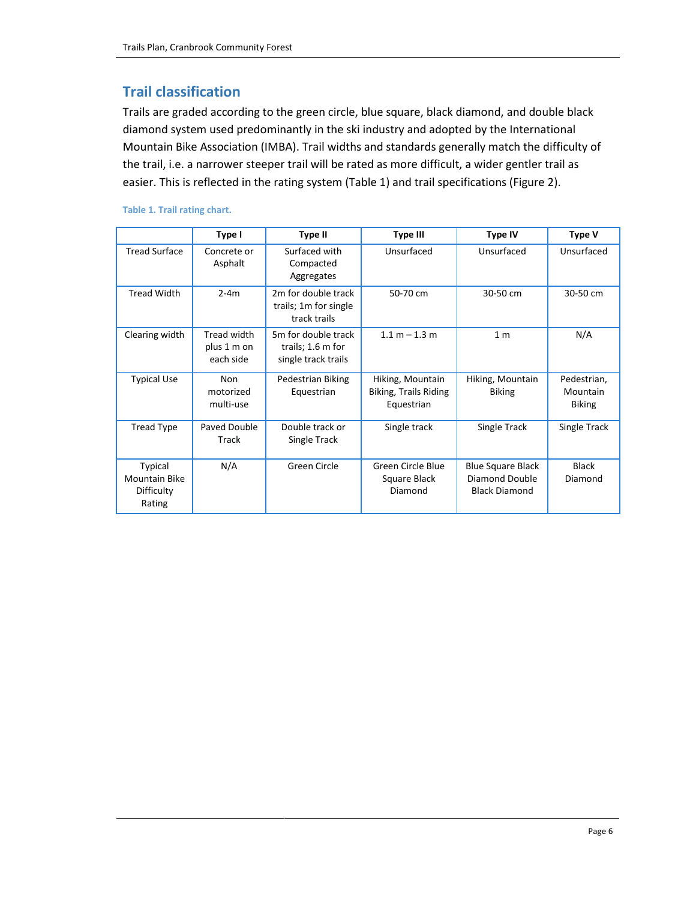## Trail classification

Trails are graded according to the green circle, blue square, black diamond, and double black diamond system used predominantly in the ski industry and adopted by the International Mountain Bike Association (IMBA). Trail widths and standards generally match the difficulty of the trail, i.e. a narrower steeper trail will be rated as more difficult, a wider gentler trail as easier. This is reflected in the rating system (Table 1) and trail specifications (Figure 2).

**Table 1. Trail rating chart.**

| | Type I | Type II | Type III | Type IV | Type V |
|---|---|---|---|---|---|
| Tread Surface | Concrete or Asphalt | Surfaced with Compacted Aggregates | Unsurfaced | Unsurfaced | Unsurfaced |
| Tread Width | 2-4m | 2m for double track trails; 1m for single track trails | 50-70 cm | 30-50 cm | 30-50 cm |
| Clearing width | Tread width plus 1 m on each side | 5m for double track trails; 1.6 m for single track trails | 1.1 m – 1.3 m | 1 m | N/A |
| Typical Use | Non motorized multi-use | Pedestrian Biking Equestrian | Hiking, Mountain Biking, Trails Riding Equestrian | Hiking, Mountain Biking | Pedestrian, Mountain Biking |
| Tread Type | Paved Double Track | Double track or Single Track | Single track | Single Track | Single Track |
| Typical Mountain Bike Difficulty Rating | N/A | Green Circle | Green Circle Blue Square Black Diamond | Blue Square Black Diamond Double Black Diamond | Black Diamond |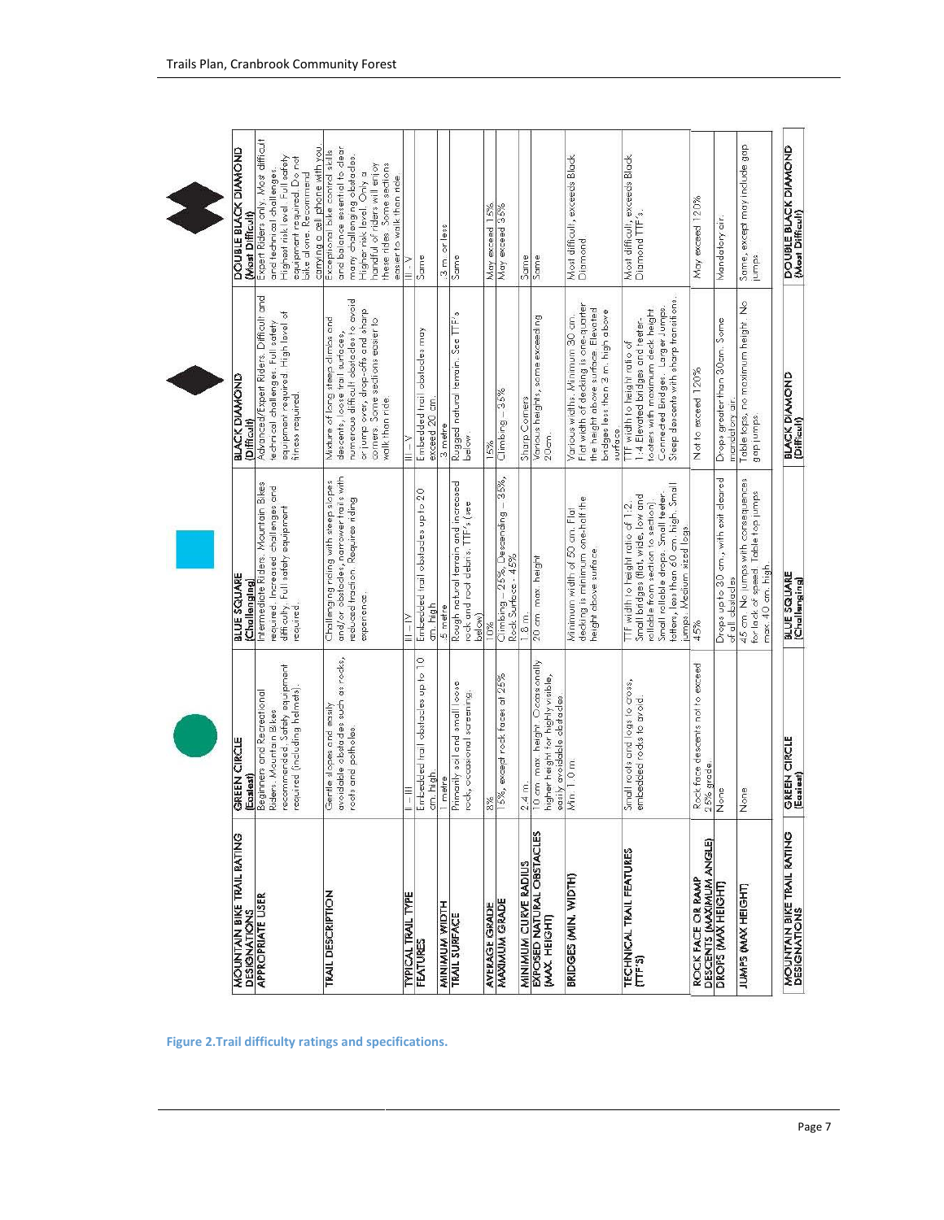| MOUNTAIN BIKE TRAIL RATING DESIGNATIONS | GREEN CIRCLE (Easiest) | BLUE SQUARE (Challenging) | BLACK DIAMOND (Difficult) | DOUBLE BLACK DIAMOND (Most Difficult) |
|---|---|---|---|---|
| APPROPRIATE USER | Beginners and Recreational Riders. Mountain Bikes recommended. Safety equipment required (including helmets). | Intermediate Riders. Mountain Bikes required. Increased challenges and difficulty. Full safety equipment required. | Advanced/Expert Riders. Difficult and technical challenges. Full safety equipment required. High level of fitness required. | Expert Riders only. Most difficult and technical challenges. Highest risk level. Full safety equipment required. Do not bike alone. Recommend carrying a cell phone with you. |
| TRAIL DESCRIPTION | Gentle slopes and easily avoidable obstacles such as rocks, roots and potholes. | Challenging riding with steep slopes and/or obstacles, narrower trails with reduced traction. Requires riding experience. | Mixture of long steep climbs and descents, loose trail surfaces, numerous difficult obstacles to avoid or jump over, drop-offs and sharp corners. Some sections easier to walk than ride. | Exceptional bike control skills and balance essential to clear many challenging obstacles. Higher risk level. Only a handful of riders will enjoy these rides. Some sections easier to walk than ride. |
| TYPICAL TRAIL TYPE | I – III | II – IV | III – V | III – V |
| FEATURES | Embedded trail obstacles up to 10 cm. high | Embedded trail obstacles up to 20 cm. high | Embedded trail obstacles may exceed 20 cm. | Same |
| MINIMUM WIDTH | 1 metre | .5 metre | .3 metre | .3 m. or less |
| TRAIL SURFACE | Primarily soil and small loose rock, occasional surfacing. | Rough natural terrain and increased rock and root debris. TTF's (see below) | Rugged natural terrain. See TTF's below. | Same |
| AVERAGE GRADE | 8% | 10% | 15% | May exceed 15% |
| MAXIMUM GRADE | 15%, except rock faces at 25% | Climbing – 25%, Descending – 35%, Rock Surface – 45% | Climbing – 35% | May exceed 35% |
| MINIMUM CURVE RADIUS | 2.4 m. | 1.8 m. | Sharp Corners | Same |
| EXPOSED NATURAL OBSTACLES (MAX. HEIGHT) | 10 cm. max. height. Occasionally higher height for highly visible, easily avoidable obstacles | 20 cm. max. height | Various heights, some exceeding 20cm. | Same |
| BRIDGES (MIN. WIDTH) | Min. 1.0 m. | Minimum width of 50 cm. Flat decking is minimum one-half the height above surface. | Various widths. Minimum 30 cm. Flat width of decking is one-quarter the height above surface. Elevated bridges less than 3 m. high above surface. | Most difficult, exceeds Black Diamond. |
| TECHNICAL TRAIL FEATURES (TTF'S) | Small roots and logs to cross, embedded rocks to avoid. | TTF width to height ratio of 1:2. Small bridges (flat, wide, low and rollable from section to section). Small rollable drops. Small teeter-totters, less than 60 cm. high. Small jumps. Medium sized logs. | TTF width to height ratio of 1:4 Elevated bridges and teeter-totters with maximum deck height. Connected Bridges. Larger Jumps. Steep descents with sharp transitions. | Most difficult, exceeds Black Diamond TTF's. |
| ROCK FACE OR RAMP DESCENTS (MAXIMUM ANGLE) | Rock face descents not to exceed 25% grade. | 45% | Not to exceed 120% | May exceed 120% |
| DROPS (MAX HEIGHT) | None | Drops up to 30 cm., with exit cleared of all obstacles | Drops greater than 30cm. Some mandatory air. | Mandatory air. |
| JUMPS (MAX HEIGHT) | None | 45 cm. No jumps with consequences for lack of speed. Table top jumps max 40 cm. high. | Table tops, no maximum height. No gap jumps. | Same, except may include gap jumps |
| MOUNTAIN BIKE TRAIL RATING DESIGNATIONS | GREEN CIRCLE (Easiest) | BLUE SQUARE (Challenging) | BLACK DIAMOND (Difficult) | DOUBLE BLACK DIAMOND (Most Difficult) |

**Figure 2. Trail difficulty ratings and specifications.**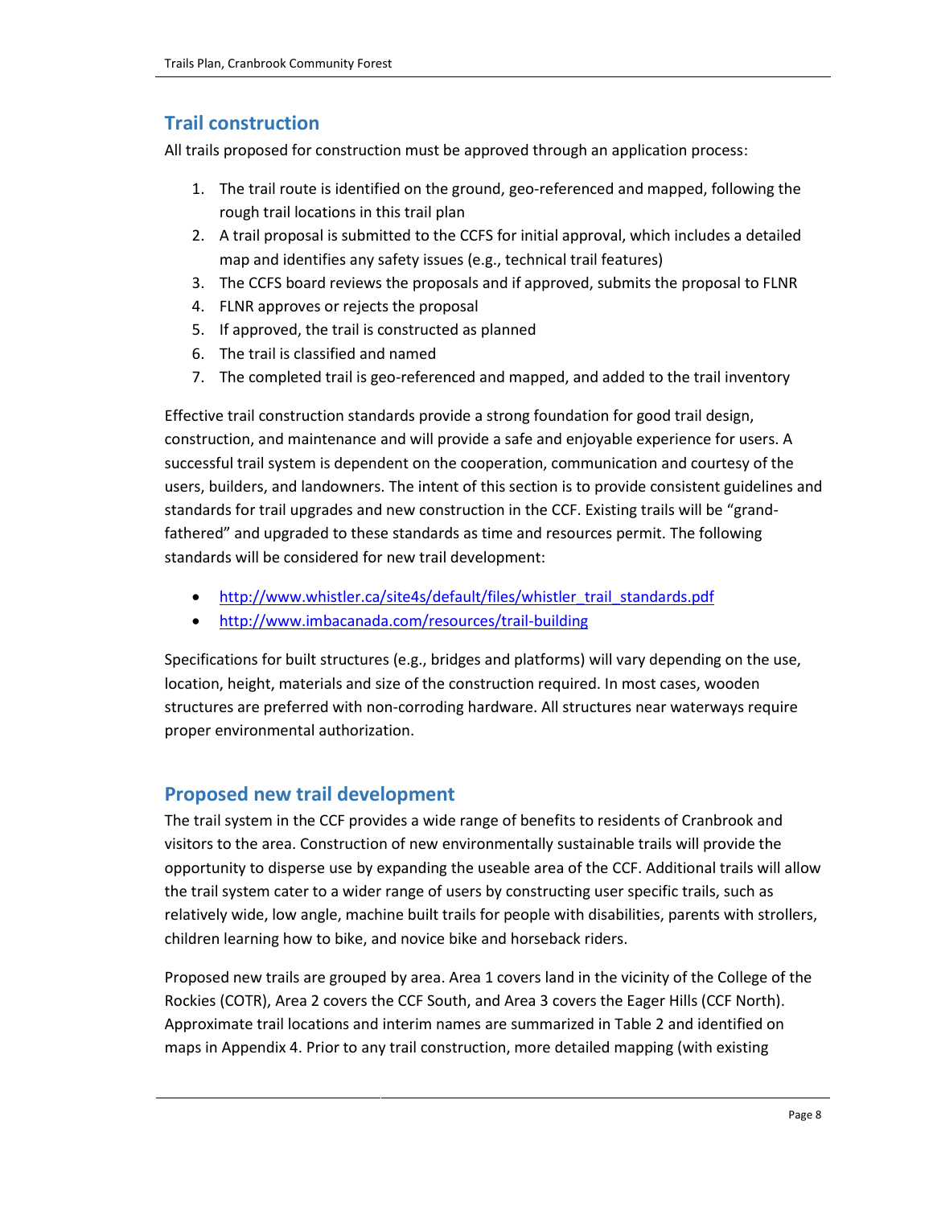## Trail construction

All trails proposed for construction must be approved through an application process:

1. The trail route is identified on the ground, geo-referenced and mapped, following the rough trail locations in this trail plan
2. A trail proposal is submitted to the CCFS for initial approval, which includes a detailed map and identifies any safety issues (e.g., technical trail features)
3. The CCFS board reviews the proposals and if approved, submits the proposal to FLNR
4. FLNR approves or rejects the proposal
5. If approved, the trail is constructed as planned
6. The trail is classified and named
7. The completed trail is geo-referenced and mapped, and added to the trail inventory

Effective trail construction standards provide a strong foundation for good trail design, construction, and maintenance and will provide a safe and enjoyable experience for users. A successful trail system is dependent on the cooperation, communication and courtesy of the users, builders, and landowners. The intent of this section is to provide consistent guidelines and standards for trail upgrades and new construction in the CCF. Existing trails will be "grand-fathered" and upgraded to these standards as time and resources permit. The following standards will be considered for new trail development:

- http://www.whistler.ca/site4s/default/files/whistler_trail_standards.pdf
- http://www.imbacanada.com/resources/trail-building

Specifications for built structures (e.g., bridges and platforms) will vary depending on the use, location, height, materials and size of the construction required. In most cases, wooden structures are preferred with non-corroding hardware. All structures near waterways require proper environmental authorization.

## Proposed new trail development

The trail system in the CCF provides a wide range of benefits to residents of Cranbrook and visitors to the area. Construction of new environmentally sustainable trails will provide the opportunity to disperse use by expanding the useable area of the CCF. Additional trails will allow the trail system cater to a wider range of users by constructing user specific trails, such as relatively wide, low angle, machine built trails for people with disabilities, parents with strollers, children learning how to bike, and novice bike and horseback riders.

Proposed new trails are grouped by area. Area 1 covers land in the vicinity of the College of the Rockies (COTR), Area 2 covers the CCF South, and Area 3 covers the Eager Hills (CCF North). Approximate trail locations and interim names are summarized in Table 2 and identified on maps in Appendix 4. Prior to any trail construction, more detailed mapping (with existing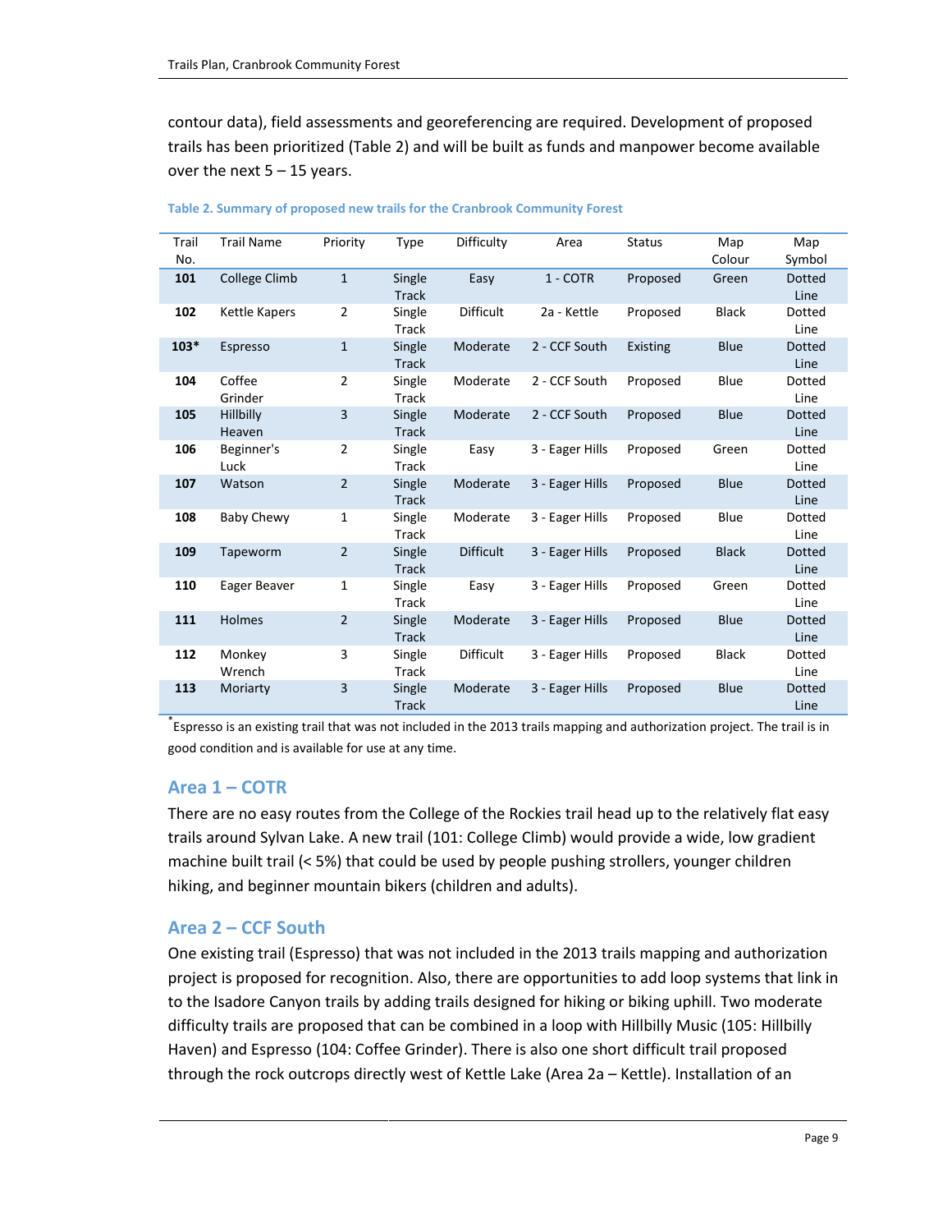contour data), field assessments and georeferencing are required. Development of proposed trails has been prioritized (Table 2) and will be built as funds and manpower become available over the next 5 – 15 years.

**Table 2. Summary of proposed new trails for the Cranbrook Community Forest**

| Trail No. | Trail Name | Priority | Type | Difficulty | Area | Status | Map Colour | Map Symbol |
|---|---|---|---|---|---|---|---|---|
| **101** | College Climb | 1 | Single Track | Easy | 1 - COTR | Proposed | Green | Dotted Line |
| **102** | Kettle Kapers | 2 | Single Track | Difficult | 2a - Kettle | Proposed | Black | Dotted Line |
| **103*** | Espresso | 1 | Single Track | Moderate | 2 - CCF South | Existing | Blue | Dotted Line |
| **104** | Coffee Grinder | 2 | Single Track | Moderate | 2 - CCF South | Proposed | Blue | Dotted Line |
| **105** | Hillbilly Heaven | 3 | Single Track | Moderate | 2 - CCF South | Proposed | Blue | Dotted Line |
| **106** | Beginner's Luck | 2 | Single Track | Easy | 3 - Eager Hills | Proposed | Green | Dotted Line |
| **107** | Watson | 2 | Single Track | Moderate | 3 - Eager Hills | Proposed | Blue | Dotted Line |
| **108** | Baby Chewy | 1 | Single Track | Moderate | 3 - Eager Hills | Proposed | Blue | Dotted Line |
| **109** | Tapeworm | 2 | Single Track | Difficult | 3 - Eager Hills | Proposed | Black | Dotted Line |
| **110** | Eager Beaver | 1 | Single Track | Easy | 3 - Eager Hills | Proposed | Green | Dotted Line |
| **111** | Holmes | 2 | Single Track | Moderate | 3 - Eager Hills | Proposed | Blue | Dotted Line |
| **112** | Monkey Wrench | 3 | Single Track | Difficult | 3 - Eager Hills | Proposed | Black | Dotted Line |
| **113** | Moriarty | 3 | Single Track | Moderate | 3 - Eager Hills | Proposed | Blue | Dotted Line |

*Espresso is an existing trail that was not included in the 2013 trails mapping and authorization project. The trail is in good condition and is available for use at any time.

## Area 1 – COTR

There are no easy routes from the College of the Rockies trail head up to the relatively flat easy trails around Sylvan Lake. A new trail (101: College Climb) would provide a wide, low gradient machine built trail (< 5%) that could be used by people pushing strollers, younger children hiking, and beginner mountain bikers (children and adults).

## Area 2 – CCF South

One existing trail (Espresso) that was not included in the 2013 trails mapping and authorization project is proposed for recognition. Also, there are opportunities to add loop systems that link in to the Isadore Canyon trails by adding trails designed for hiking or biking uphill. Two moderate difficulty trails are proposed that can be combined in a loop with Hillbilly Music (105: Hillbilly Haven) and Espresso (104: Coffee Grinder). There is also one short difficult trail proposed through the rock outcrops directly west of Kettle Lake (Area 2a – Kettle). Installation of an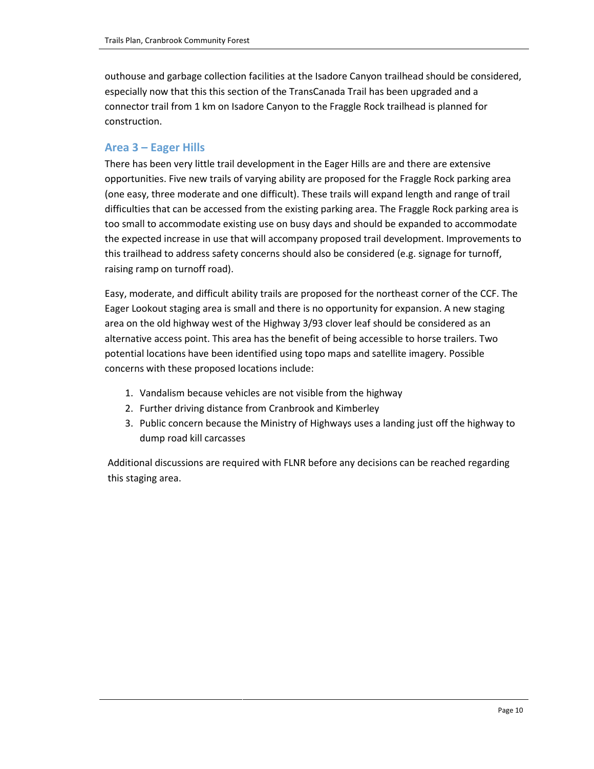outhouse and garbage collection facilities at the Isadore Canyon trailhead should be considered, especially now that this this section of the TransCanada Trail has been upgraded and a connector trail from 1 km on Isadore Canyon to the Fraggle Rock trailhead is planned for construction.

## Area 3 – Eager Hills

There has been very little trail development in the Eager Hills are and there are extensive opportunities. Five new trails of varying ability are proposed for the Fraggle Rock parking area (one easy, three moderate and one difficult). These trails will expand length and range of trail difficulties that can be accessed from the existing parking area. The Fraggle Rock parking area is too small to accommodate existing use on busy days and should be expanded to accommodate the expected increase in use that will accompany proposed trail development. Improvements to this trailhead to address safety concerns should also be considered (e.g. signage for turnoff, raising ramp on turnoff road).

Easy, moderate, and difficult ability trails are proposed for the northeast corner of the CCF. The Eager Lookout staging area is small and there is no opportunity for expansion. A new staging area on the old highway west of the Highway 3/93 clover leaf should be considered as an alternative access point. This area has the benefit of being accessible to horse trailers. Two potential locations have been identified using topo maps and satellite imagery. Possible concerns with these proposed locations include:

1. Vandalism because vehicles are not visible from the highway
2. Further driving distance from Cranbrook and Kimberley
3. Public concern because the Ministry of Highways uses a landing just off the highway to dump road kill carcasses

Additional discussions are required with FLNR before any decisions can be reached regarding this staging area.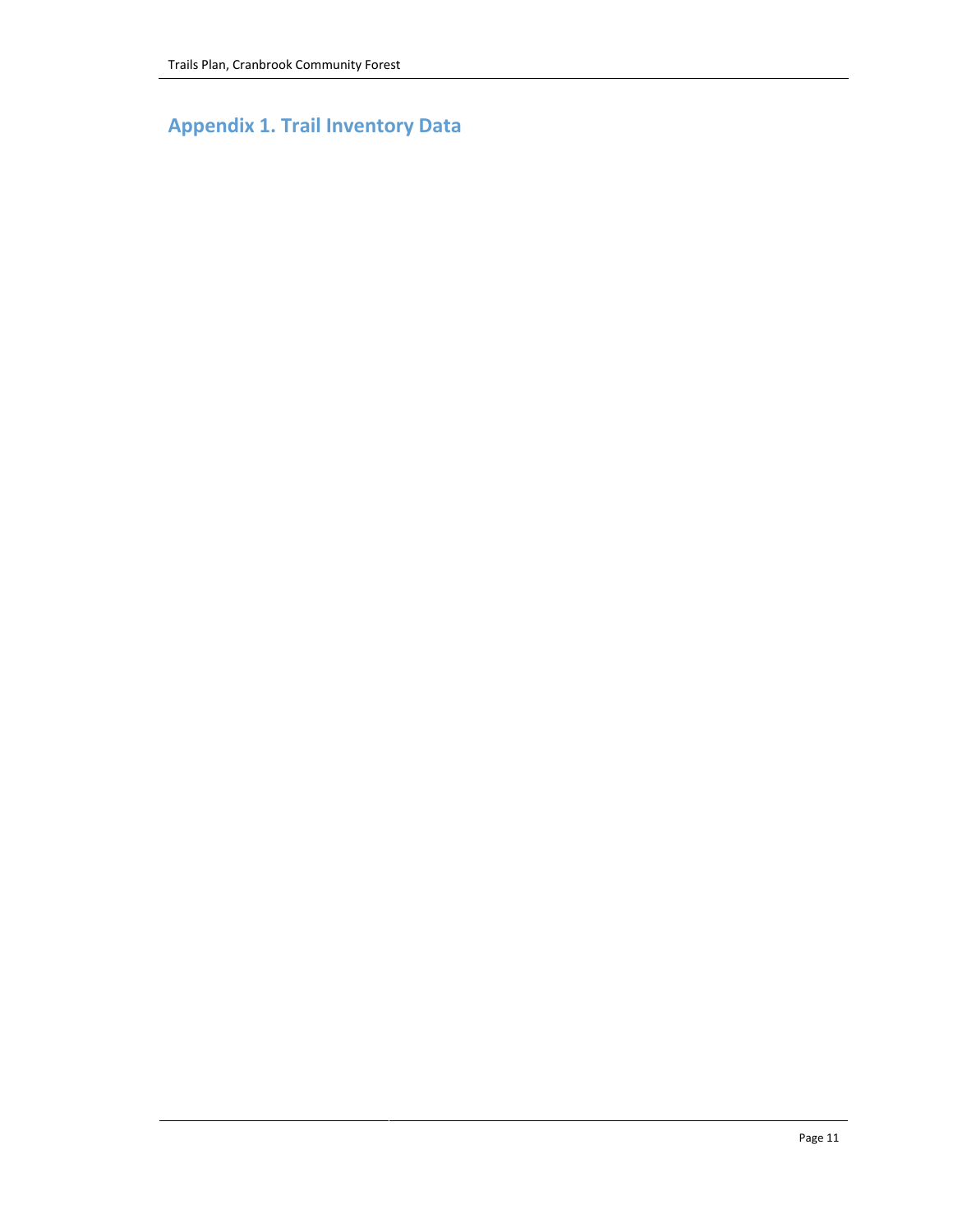# Appendix 1. Trail Inventory Data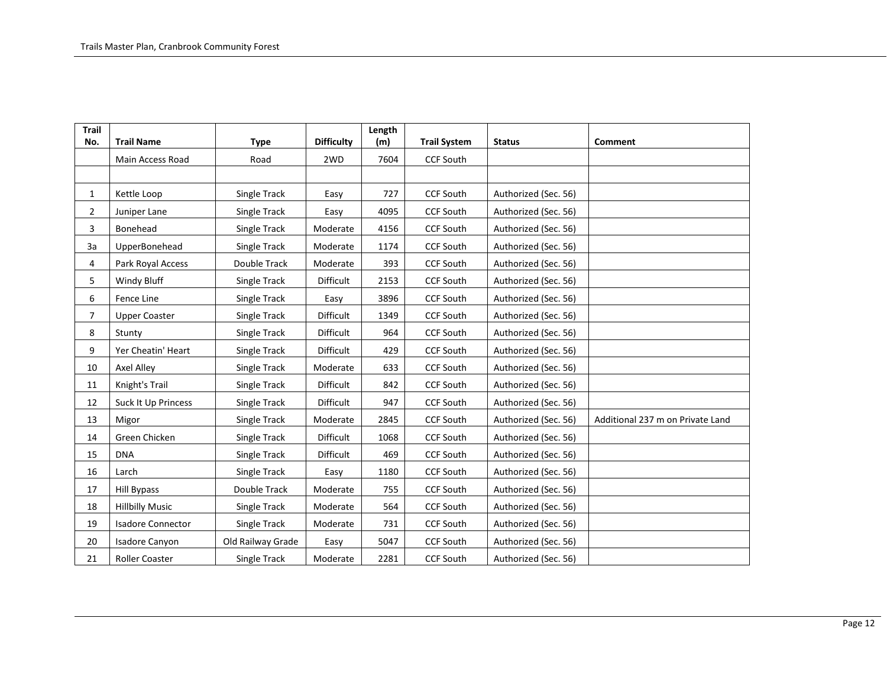| Trail No. | Trail Name | Type | Difficulty | Length (m) | Trail System | Status | Comment |
|---|---|---|---|---|---|---|---|
| | Main Access Road | Road | 2WD | 7604 | CCF South | | |
| | | | | | | | |
| 1 | Kettle Loop | Single Track | Easy | 727 | CCF South | Authorized (Sec. 56) | |
| 2 | Juniper Lane | Single Track | Easy | 4095 | CCF South | Authorized (Sec. 56) | |
| 3 | Bonehead | Single Track | Moderate | 4156 | CCF South | Authorized (Sec. 56) | |
| 3a | UpperBonehead | Single Track | Moderate | 1174 | CCF South | Authorized (Sec. 56) | |
| 4 | Park Royal Access | Double Track | Moderate | 393 | CCF South | Authorized (Sec. 56) | |
| 5 | Windy Bluff | Single Track | Difficult | 2153 | CCF South | Authorized (Sec. 56) | |
| 6 | Fence Line | Single Track | Easy | 3896 | CCF South | Authorized (Sec. 56) | |
| 7 | Upper Coaster | Single Track | Difficult | 1349 | CCF South | Authorized (Sec. 56) | |
| 8 | Stunty | Single Track | Difficult | 964 | CCF South | Authorized (Sec. 56) | |
| 9 | Yer Cheatin' Heart | Single Track | Difficult | 429 | CCF South | Authorized (Sec. 56) | |
| 10 | Axel Alley | Single Track | Moderate | 633 | CCF South | Authorized (Sec. 56) | |
| 11 | Knight's Trail | Single Track | Difficult | 842 | CCF South | Authorized (Sec. 56) | |
| 12 | Suck It Up Princess | Single Track | Difficult | 947 | CCF South | Authorized (Sec. 56) | |
| 13 | Migor | Single Track | Moderate | 2845 | CCF South | Authorized (Sec. 56) | Additional 237 m on Private Land |
| 14 | Green Chicken | Single Track | Difficult | 1068 | CCF South | Authorized (Sec. 56) | |
| 15 | DNA | Single Track | Difficult | 469 | CCF South | Authorized (Sec. 56) | |
| 16 | Larch | Single Track | Easy | 1180 | CCF South | Authorized (Sec. 56) | |
| 17 | Hill Bypass | Double Track | Moderate | 755 | CCF South | Authorized (Sec. 56) | |
| 18 | Hillbilly Music | Single Track | Moderate | 564 | CCF South | Authorized (Sec. 56) | |
| 19 | Isadore Connector | Single Track | Moderate | 731 | CCF South | Authorized (Sec. 56) | |
| 20 | Isadore Canyon | Old Railway Grade | Easy | 5047 | CCF South | Authorized (Sec. 56) | |
| 21 | Roller Coaster | Single Track | Moderate | 2281 | CCF South | Authorized (Sec. 56) | |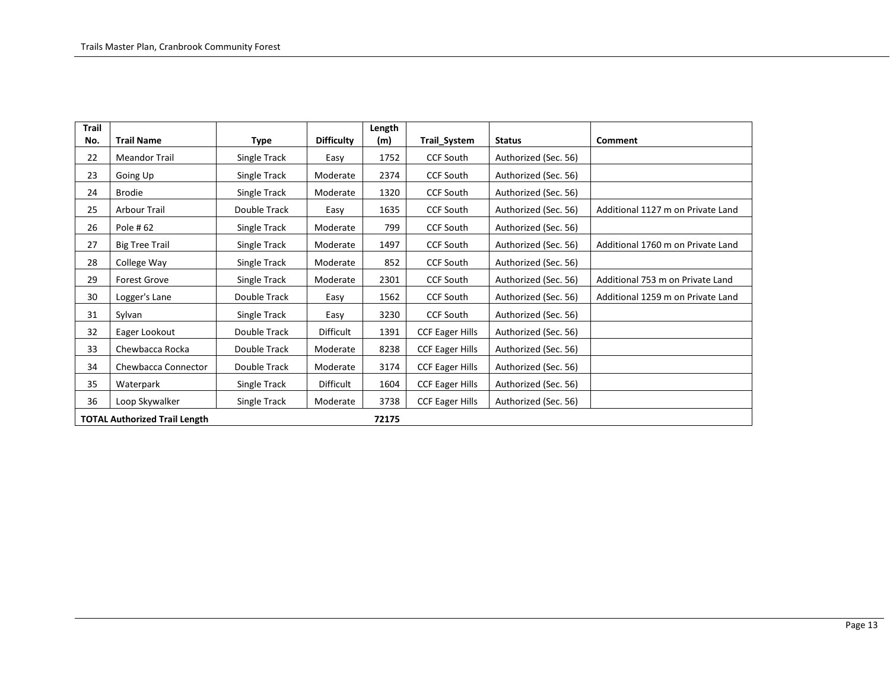| Trail No. | Trail Name | Type | Difficulty | Length (m) | Trail_System | Status | Comment |
|---|---|---|---|---|---|---|---|
| 22 | Meandor Trail | Single Track | Easy | 1752 | CCF South | Authorized (Sec. 56) | |
| 23 | Going Up | Single Track | Moderate | 2374 | CCF South | Authorized (Sec. 56) | |
| 24 | Brodie | Single Track | Moderate | 1320 | CCF South | Authorized (Sec. 56) | |
| 25 | Arbour Trail | Double Track | Easy | 1635 | CCF South | Authorized (Sec. 56) | Additional 1127 m on Private Land |
| 26 | Pole # 62 | Single Track | Moderate | 799 | CCF South | Authorized (Sec. 56) | |
| 27 | Big Tree Trail | Single Track | Moderate | 1497 | CCF South | Authorized (Sec. 56) | Additional 1760 m on Private Land |
| 28 | College Way | Single Track | Moderate | 852 | CCF South | Authorized (Sec. 56) | |
| 29 | Forest Grove | Single Track | Moderate | 2301 | CCF South | Authorized (Sec. 56) | Additional 753 m on Private Land |
| 30 | Logger's Lane | Double Track | Easy | 1562 | CCF South | Authorized (Sec. 56) | Additional 1259 m on Private Land |
| 31 | Sylvan | Single Track | Easy | 3230 | CCF South | Authorized (Sec. 56) | |
| 32 | Eager Lookout | Double Track | Difficult | 1391 | CCF Eager Hills | Authorized (Sec. 56) | |
| 33 | Chewbacca Rocka | Double Track | Moderate | 8238 | CCF Eager Hills | Authorized (Sec. 56) | |
| 34 | Chewbacca Connector | Double Track | Moderate | 3174 | CCF Eager Hills | Authorized (Sec. 56) | |
| 35 | Waterpark | Single Track | Difficult | 1604 | CCF Eager Hills | Authorized (Sec. 56) | |
| 36 | Loop Skywalker | Single Track | Moderate | 3738 | CCF Eager Hills | Authorized (Sec. 56) | |
| **TOTAL Authorized Trail Length** | | | | **72175** | | | |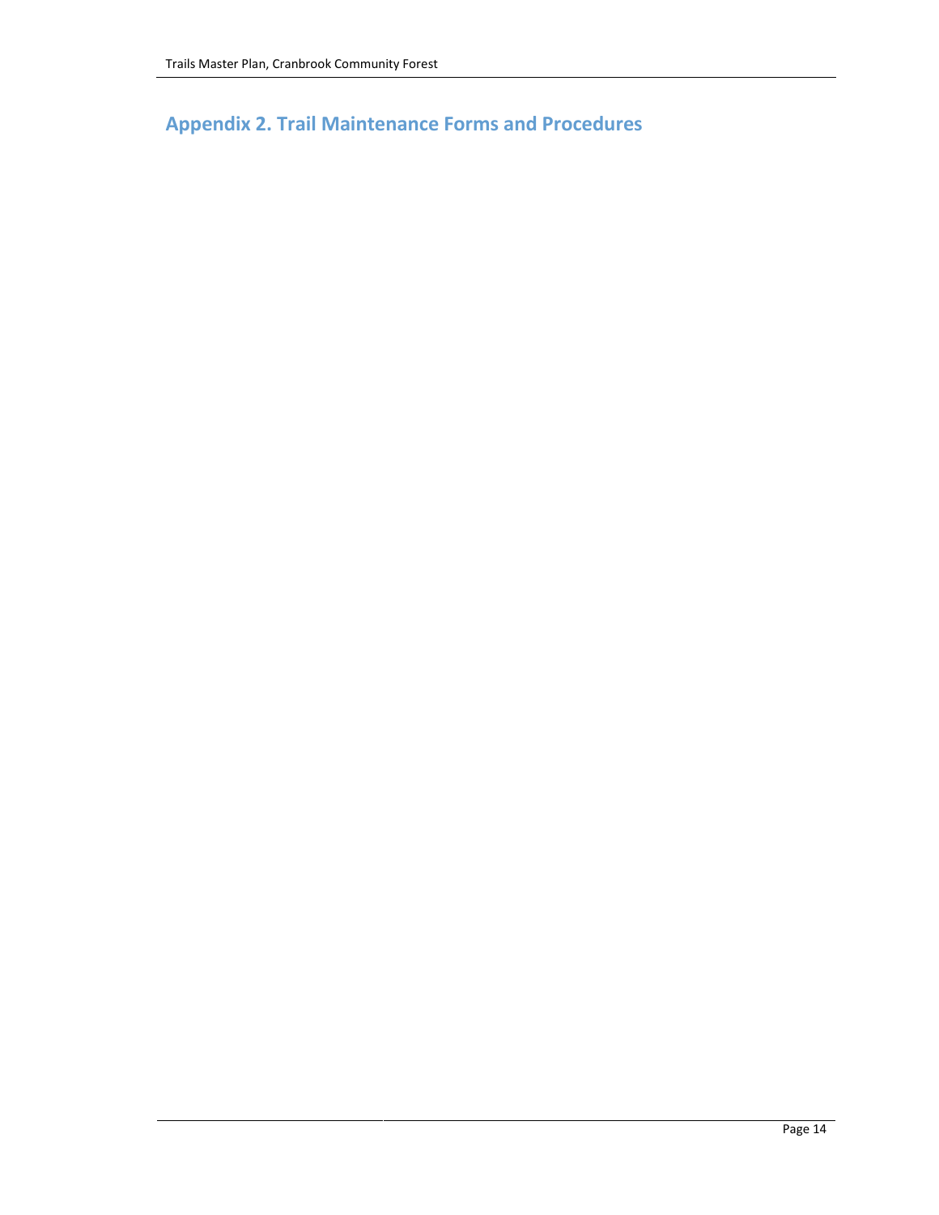# Appendix 2. Trail Maintenance Forms and Procedures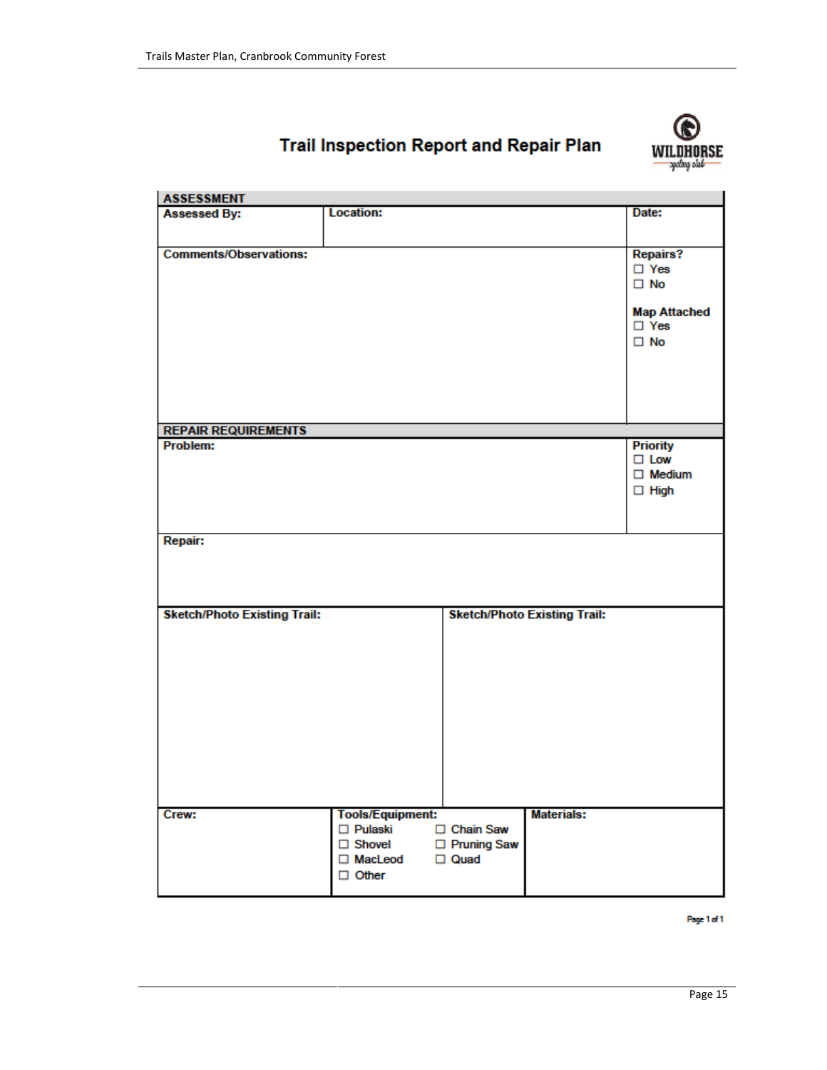# Trail Inspection Report and Repair Plan

WILDHORSE cycling club

| **ASSESSMENT** | | |
|---|---|---|
| **Assessed By:** | **Location:** | **Date:** |
| **Comments/Observations:** | | **Repairs?** ☐ Yes ☐ No **Map Attached** ☐ Yes ☐ No |

| **REPAIR REQUIREMENTS** | |
|---|---|
| **Problem:** | **Priority** ☐ Low ☐ Medium ☐ High |
| **Repair:** | |

| **Sketch/Photo Existing Trail:** | **Sketch/Photo Existing Trail:** |
|---|---|
| | |

| **Crew:** | **Tools/Equipment:** | **Materials:** |
|---|---|---|
| | ☐ Pulaski ☐ Shovel ☐ MacLeod ☐ Other ☐ Chain Saw ☐ Pruning Saw ☐ Quad | |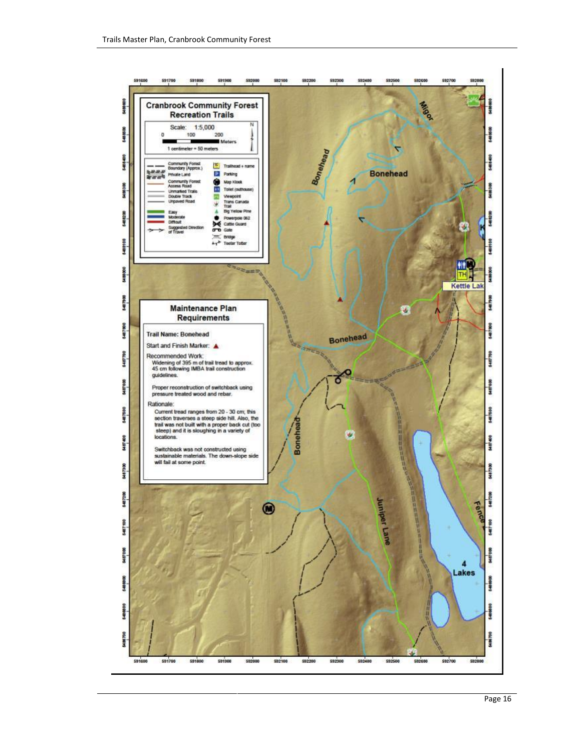## Cranbrook Community Forest Recreation Trails

Scale: 1:5,000

0 100 200 Meters

1 centimeter = 50 meters

- Community Forest Boundary (Approx.)
- Private Land
- Community Forest Access Road
- Unmarked Trails
- Double Track
- Unpaved Road
- Easy
- Moderate
- Difficult
- Suggested Direction of Travel
- Trailhead + name
- Parking
- Map Kiosk
- Toilet (outhouse)
- Viewpoint
- Trans Canada Trail
- Big Yellow Pine
- Powerpole 062
- Cattle Guard
- Gate
- Bridge
- Teeter Totter

## Maintenance Plan Requirements

**Trail Name: Bonehead**

Start and Finish Marker: ▲

Recommended Work:

Widening of 395 m of trail tread to approx. 45 cm following IMBA trail construction guidelines.

Proper reconstruction of switchback using pressure treated wood and rebar.

Rationale:

Current tread ranges from 20 - 30 cm; this section traverses a steep side hill. Also, the trail was not built with a proper back cut (too steep) and it is sloughing in a variety of locations.

Switchback was not constructed using sustainable materials. The down-slope side will fail at some point.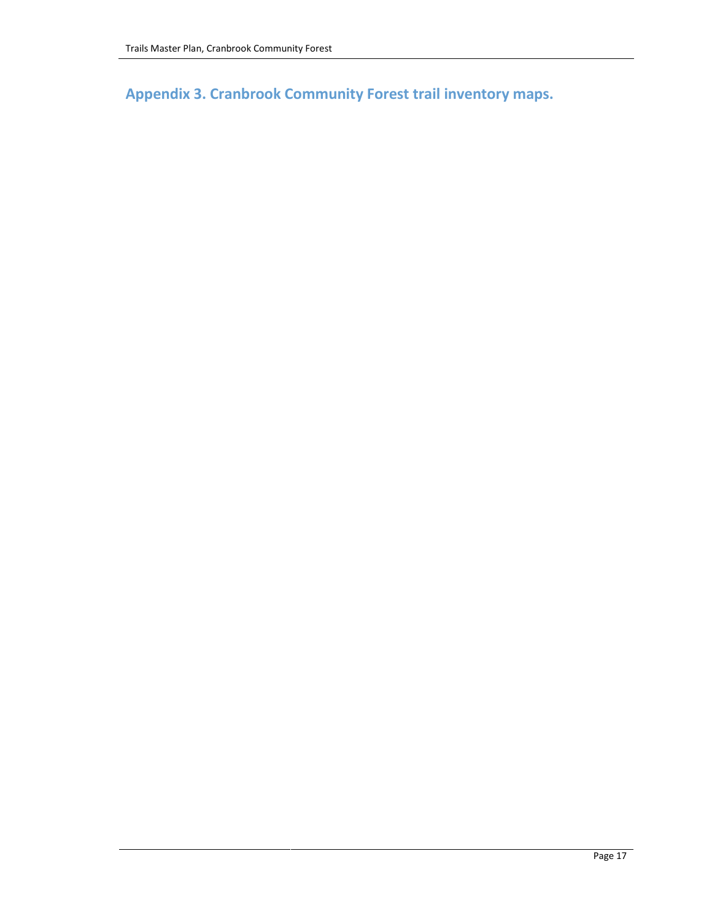## Appendix 3. Cranbrook Community Forest trail inventory maps.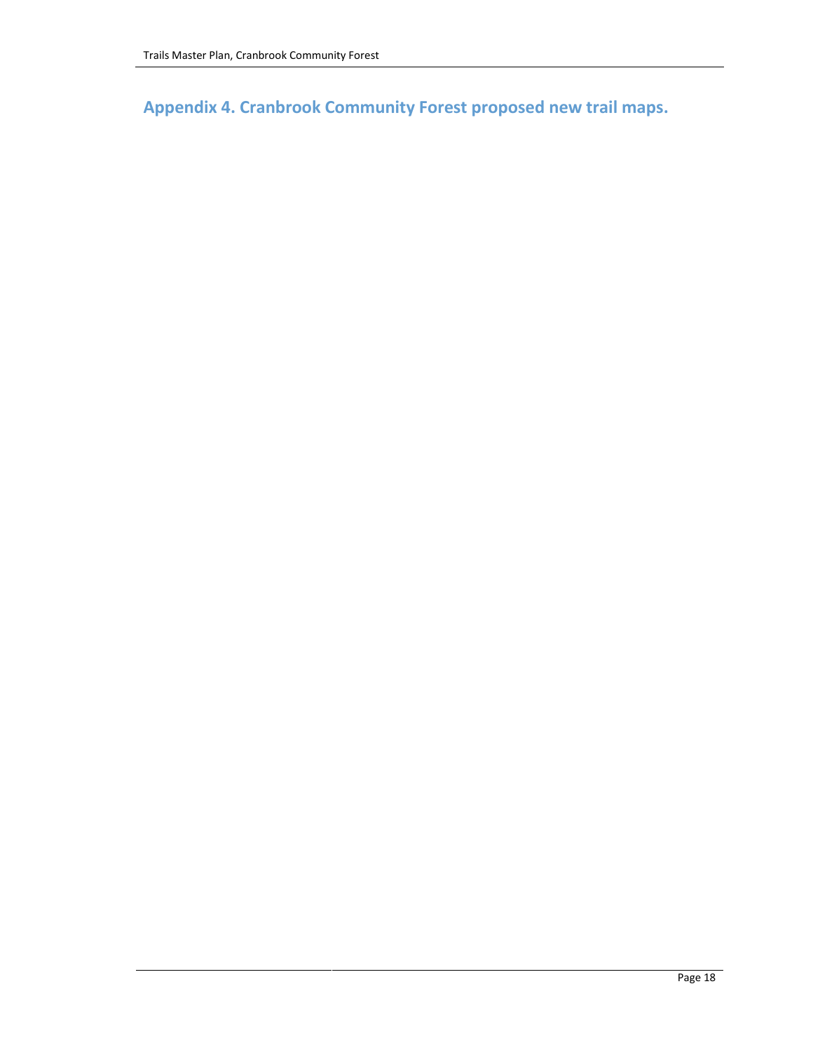## Appendix 4. Cranbrook Community Forest proposed new trail maps.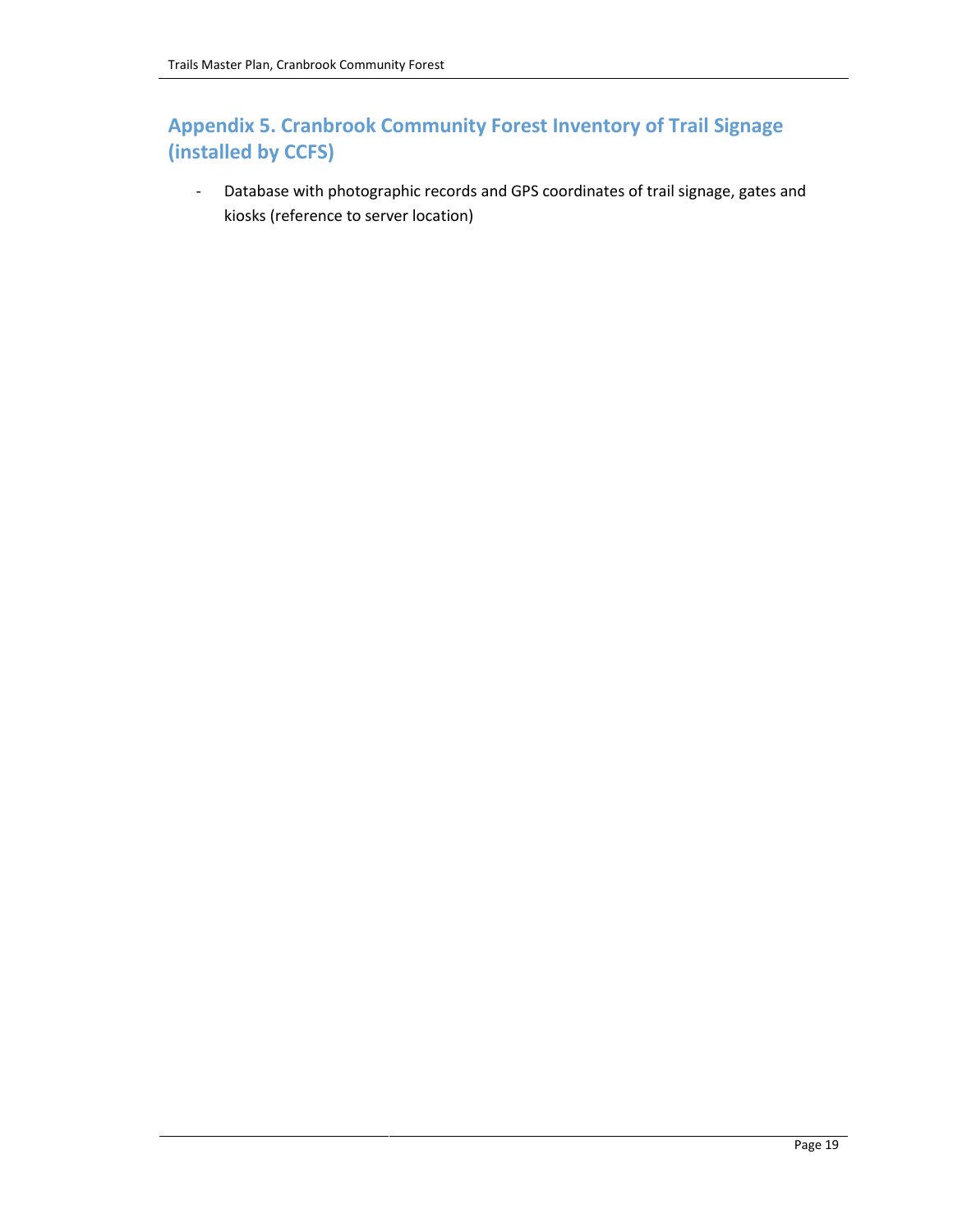## Appendix 5. Cranbrook Community Forest Inventory of Trail Signage (installed by CCFS)

- Database with photographic records and GPS coordinates of trail signage, gates and kiosks (reference to server location)